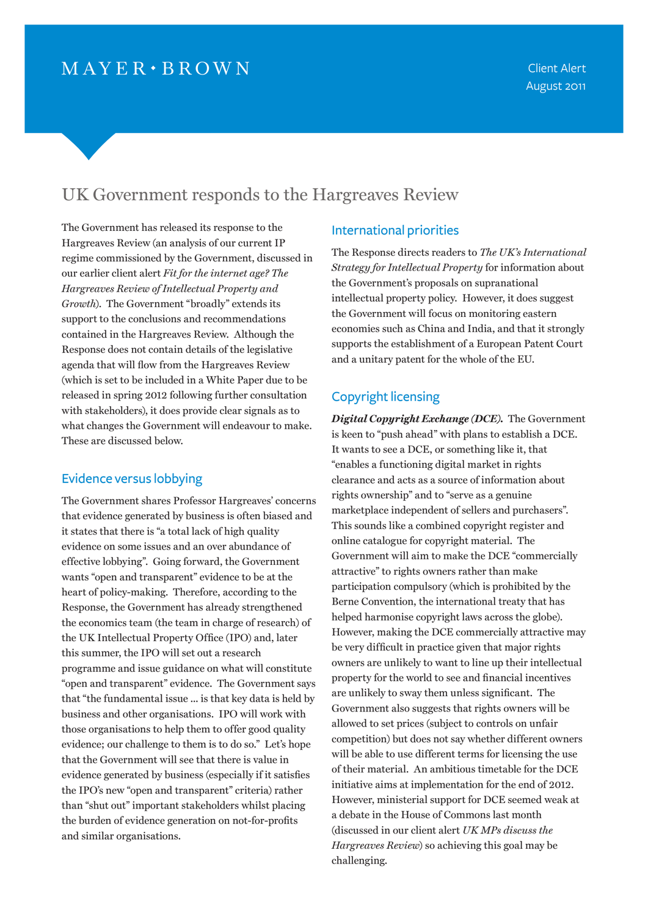MAYER • BROWN

Client Alert
August 2011

# UK Government responds to the Hargreaves Review

The Government has released its response to the Hargreaves Review (an analysis of our current IP regime commissioned by the Government, discussed in our earlier client alert *Fit for the internet age? The Hargreaves Review of Intellectual Property and Growth*). The Government "broadly" extends its support to the conclusions and recommendations contained in the Hargreaves Review. Although the Response does not contain details of the legislative agenda that will flow from the Hargreaves Review (which is set to be included in a White Paper due to be released in spring 2012 following further consultation with stakeholders), it does provide clear signals as to what changes the Government will endeavour to make. These are discussed below.

## Evidence versus lobbying

The Government shares Professor Hargreaves' concerns that evidence generated by business is often biased and it states that there is "a total lack of high quality evidence on some issues and an over abundance of effective lobbying". Going forward, the Government wants "open and transparent" evidence to be at the heart of policy-making. Therefore, according to the Response, the Government has already strengthened the economics team (the team in charge of research) of the UK Intellectual Property Office (IPO) and, later this summer, the IPO will set out a research programme and issue guidance on what will constitute "open and transparent" evidence. The Government says that "the fundamental issue ... is that key data is held by business and other organisations. IPO will work with those organisations to help them to offer good quality evidence; our challenge to them is to do so." Let's hope that the Government will see that there is value in evidence generated by business (especially if it satisfies the IPO's new "open and transparent" criteria) rather than "shut out" important stakeholders whilst placing the burden of evidence generation on not-for-profits and similar organisations.

## International priorities

The Response directs readers to *The UK's International Strategy for Intellectual Property* for information about the Government's proposals on supranational intellectual property policy. However, it does suggest the Government will focus on monitoring eastern economies such as China and India, and that it strongly supports the establishment of a European Patent Court and a unitary patent for the whole of the EU.

## Copyright licensing

***Digital Copyright Exchange (DCE).*** The Government is keen to "push ahead" with plans to establish a DCE. It wants to see a DCE, or something like it, that "enables a functioning digital market in rights clearance and acts as a source of information about rights ownership" and to "serve as a genuine marketplace independent of sellers and purchasers". This sounds like a combined copyright register and online catalogue for copyright material. The Government will aim to make the DCE "commercially attractive" to rights owners rather than make participation compulsory (which is prohibited by the Berne Convention, the international treaty that has helped harmonise copyright laws across the globe). However, making the DCE commercially attractive may be very difficult in practice given that major rights owners are unlikely to want to line up their intellectual property for the world to see and financial incentives are unlikely to sway them unless significant. The Government also suggests that rights owners will be allowed to set prices (subject to controls on unfair competition) but does not say whether different owners will be able to use different terms for licensing the use of their material. An ambitious timetable for the DCE initiative aims at implementation for the end of 2012. However, ministerial support for DCE seemed weak at a debate in the House of Commons last month (discussed in our client alert *UK MPs discuss the Hargreaves Review*) so achieving this goal may be challenging.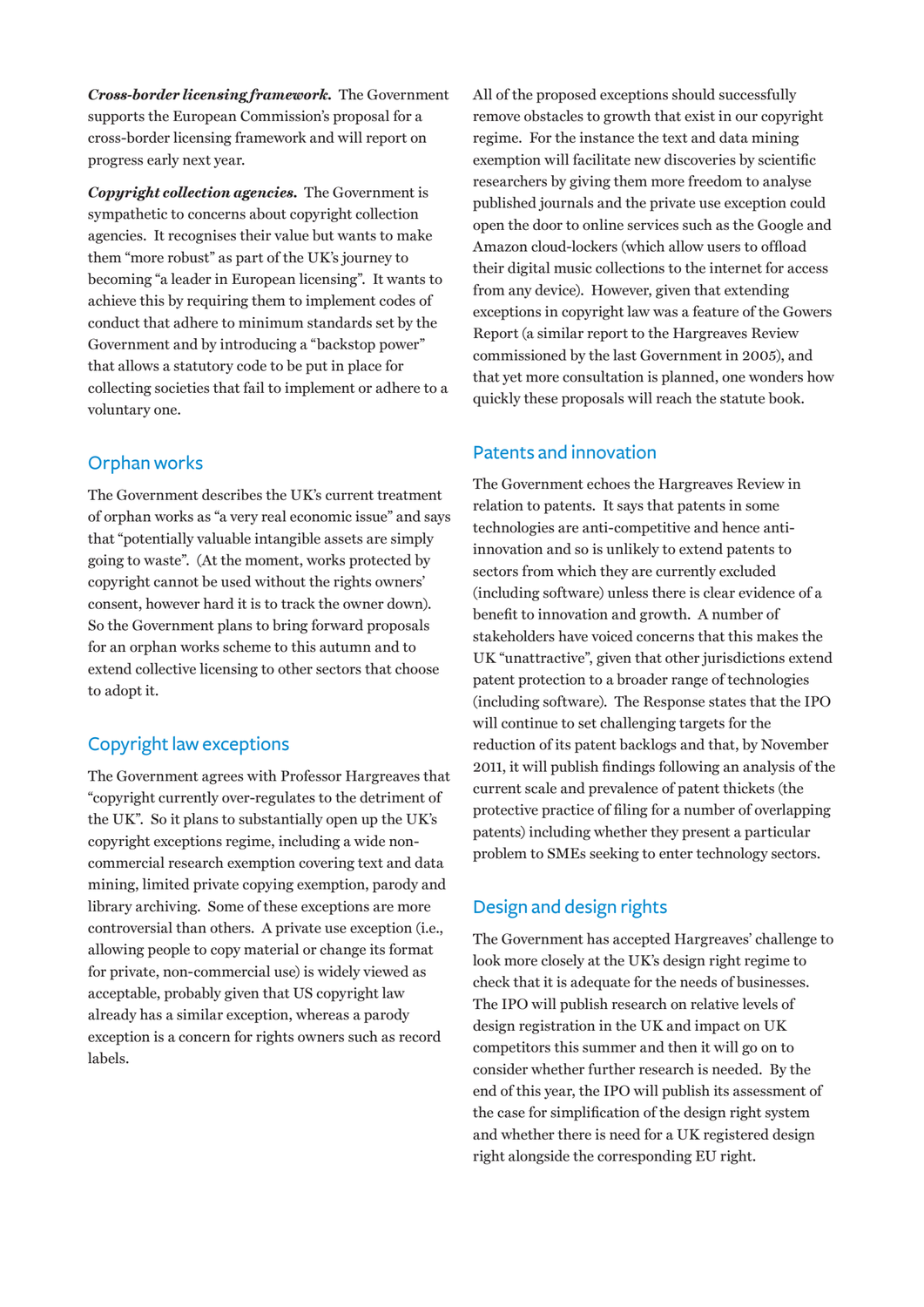***Cross-border licensing framework.*** The Government supports the European Commission's proposal for a cross-border licensing framework and will report on progress early next year.

***Copyright collection agencies.*** The Government is sympathetic to concerns about copyright collection agencies. It recognises their value but wants to make them "more robust" as part of the UK's journey to becoming "a leader in European licensing". It wants to achieve this by requiring them to implement codes of conduct that adhere to minimum standards set by the Government and by introducing a "backstop power" that allows a statutory code to be put in place for collecting societies that fail to implement or adhere to a voluntary one.

## Orphan works

The Government describes the UK's current treatment of orphan works as "a very real economic issue" and says that "potentially valuable intangible assets are simply going to waste". (At the moment, works protected by copyright cannot be used without the rights owners' consent, however hard it is to track the owner down). So the Government plans to bring forward proposals for an orphan works scheme to this autumn and to extend collective licensing to other sectors that choose to adopt it.

## Copyright law exceptions

The Government agrees with Professor Hargreaves that "copyright currently over-regulates to the detriment of the UK". So it plans to substantially open up the UK's copyright exceptions regime, including a wide non-commercial research exemption covering text and data mining, limited private copying exemption, parody and library archiving. Some of these exceptions are more controversial than others. A private use exception (i.e., allowing people to copy material or change its format for private, non-commercial use) is widely viewed as acceptable, probably given that US copyright law already has a similar exception, whereas a parody exception is a concern for rights owners such as record labels.

All of the proposed exceptions should successfully remove obstacles to growth that exist in our copyright regime. For the instance the text and data mining exemption will facilitate new discoveries by scientific researchers by giving them more freedom to analyse published journals and the private use exception could open the door to online services such as the Google and Amazon cloud-lockers (which allow users to offload their digital music collections to the internet for access from any device). However, given that extending exceptions in copyright law was a feature of the Gowers Report (a similar report to the Hargreaves Review commissioned by the last Government in 2005), and that yet more consultation is planned, one wonders how quickly these proposals will reach the statute book.

## Patents and innovation

The Government echoes the Hargreaves Review in relation to patents. It says that patents in some technologies are anti-competitive and hence anti-innovation and so is unlikely to extend patents to sectors from which they are currently excluded (including software) unless there is clear evidence of a benefit to innovation and growth. A number of stakeholders have voiced concerns that this makes the UK "unattractive", given that other jurisdictions extend patent protection to a broader range of technologies (including software). The Response states that the IPO will continue to set challenging targets for the reduction of its patent backlogs and that, by November 2011, it will publish findings following an analysis of the current scale and prevalence of patent thickets (the protective practice of filing for a number of overlapping patents) including whether they present a particular problem to SMEs seeking to enter technology sectors.

## Design and design rights

The Government has accepted Hargreaves' challenge to look more closely at the UK's design right regime to check that it is adequate for the needs of businesses. The IPO will publish research on relative levels of design registration in the UK and impact on UK competitors this summer and then it will go on to consider whether further research is needed. By the end of this year, the IPO will publish its assessment of the case for simplification of the design right system and whether there is need for a UK registered design right alongside the corresponding EU right.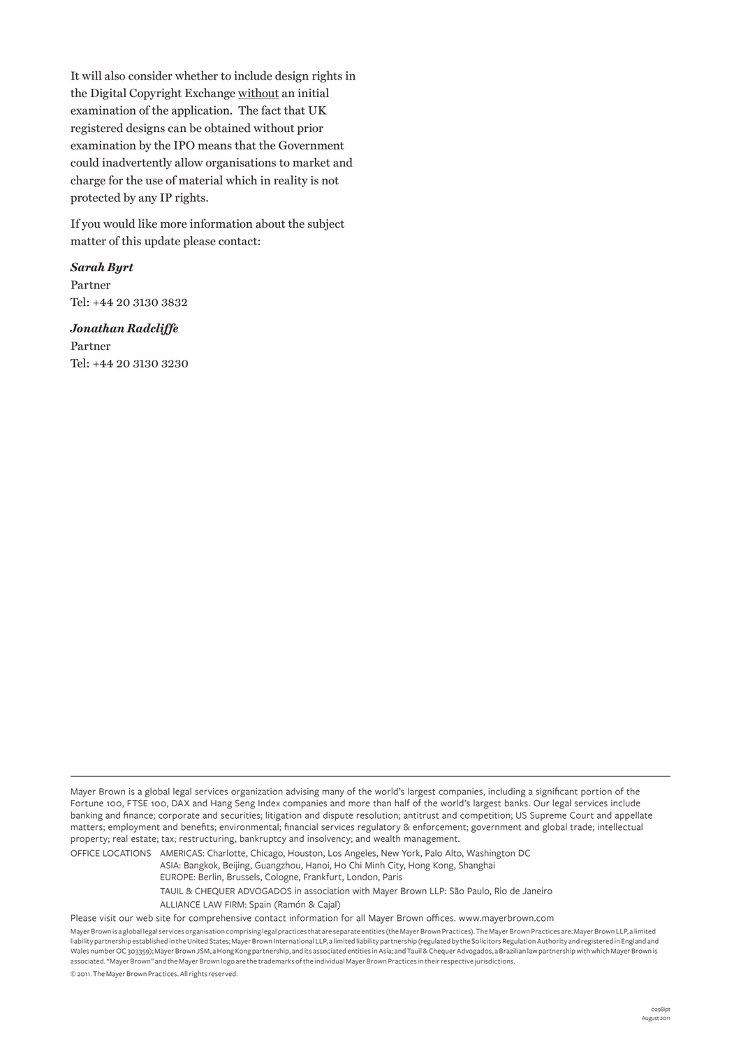It will also consider whether to include design rights in the Digital Copyright Exchange <u>without</u> an initial examination of the application. The fact that UK registered designs can be obtained without prior examination by the IPO means that the Government could inadvertently allow organisations to market and charge for the use of material which in reality is not protected by any IP rights.

If you would like more information about the subject matter of this update please contact:

***Sarah Byrt***
Partner
Tel: +44 20 3130 3832

***Jonathan Radcliffe***
Partner
Tel: +44 20 3130 3230

---

Mayer Brown is a global legal services organization advising many of the world's largest companies, including a significant portion of the Fortune 100, FTSE 100, DAX and Hang Seng Index companies and more than half of the world's largest banks. Our legal services include banking and finance; corporate and securities; litigation and dispute resolution; antitrust and competition; US Supreme Court and appellate matters; employment and benefits; environmental; financial services regulatory & enforcement; government and global trade; intellectual property; real estate; tax; restructuring, bankruptcy and insolvency; and wealth management.

OFFICE LOCATIONS AMERICAS: Charlotte, Chicago, Houston, Los Angeles, New York, Palo Alto, Washington DC
ASIA: Bangkok, Beijing, Guangzhou, Hanoi, Ho Chi Minh City, Hong Kong, Shanghai
EUROPE: Berlin, Brussels, Cologne, Frankfurt, London, Paris
TAUIL & CHEQUER ADVOGADOS in association with Mayer Brown LLP: São Paulo, Rio de Janeiro
ALLIANCE LAW FIRM: Spain (Ramón & Cajal)

Please visit our web site for comprehensive contact information for all Mayer Brown offices. www.mayerbrown.com

Mayer Brown is a global legal services organisation comprising legal practices that are separate entities (the Mayer Brown Practices). The Mayer Brown Practices are: Mayer Brown LLP, a limited liability partnership established in the United States; Mayer Brown International LLP, a limited liability partnership (regulated by the Solicitors Regulation Authority and registered in England and Wales number OC 303359); Mayer Brown JSM, a Hong Kong partnership, and its associated entities in Asia; and Tauil & Chequer Advogados, a Brazilian law partnership with which Mayer Brown is associated. "Mayer Brown" and the Mayer Brown logo are the trademarks of the individual Mayer Brown Practices in their respective jurisdictions.

© 2011. The Mayer Brown Practices. All rights reserved.

0298ipt
August 2011